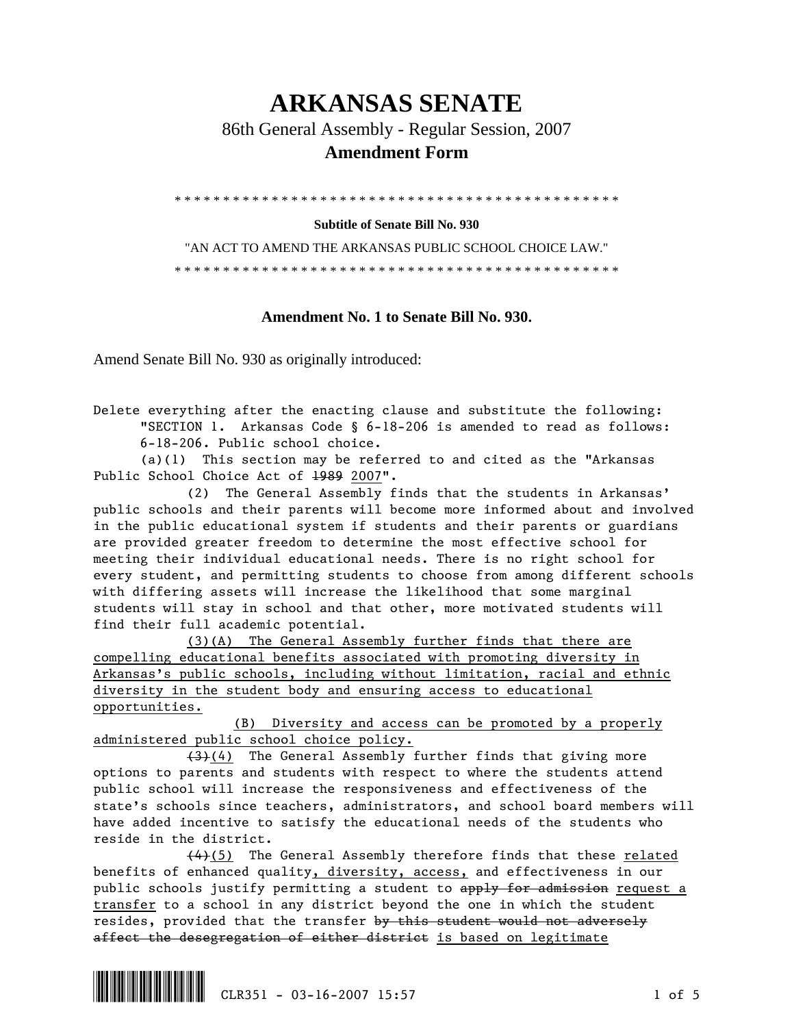# ARKANSAS SENATE

86th General Assembly - Regular Session, 2007

**Amendment Form**

\* \* \* \* \* \* \* \* \* \* \* \* \* \* \* \* \* \* \* \* \* \* \* \* \* \* \* \* \* \* \* \* \* \* \* \* \* \* \* \* \* \* \* \* \* \* \* \* \*

**Subtitle of Senate Bill No. 930**

"AN ACT TO AMEND THE ARKANSAS PUBLIC SCHOOL CHOICE LAW."

\* \* \* \* \* \* \* \* \* \* \* \* \* \* \* \* \* \* \* \* \* \* \* \* \* \* \* \* \* \* \* \* \* \* \* \* \* \* \* \* \* \* \* \* \* \* \* \* \*

**Amendment No. 1 to Senate Bill No. 930.**

Amend Senate Bill No. 930 as originally introduced:

Delete everything after the enacting clause and substitute the following:

"SECTION 1. Arkansas Code § 6-18-206 is amended to read as follows:

6-18-206. Public school choice.

(a)(1) This section may be referred to and cited as the "Arkansas Public School Choice Act of ~~1989~~ <u>2007</u>".

(2) The General Assembly finds that the students in Arkansas' public schools and their parents will become more informed about and involved in the public educational system if students and their parents or guardians are provided greater freedom to determine the most effective school for meeting their individual educational needs. There is no right school for every student, and permitting students to choose from among different schools with differing assets will increase the likelihood that some marginal students will stay in school and that other, more motivated students will find their full academic potential.

<u>(3)(A) The General Assembly further finds that there are compelling educational benefits associated with promoting diversity in Arkansas's public schools, including without limitation, racial and ethnic diversity in the student body and ensuring access to educational opportunities.</u>

<u>(B) Diversity and access can be promoted by a properly administered public school choice policy.</u>

~~(3)~~<u>(4)</u> The General Assembly further finds that giving more options to parents and students with respect to where the students attend public school will increase the responsiveness and effectiveness of the state's schools since teachers, administrators, and school board members will have added incentive to satisfy the educational needs of the students who reside in the district.

~~(4)~~<u>(5)</u> The General Assembly therefore finds that these <u>related</u> benefits of enhanced quality<u>, diversity, access,</u> and effectiveness in our public schools justify permitting a student to ~~apply for admission~~ <u>request a transfer</u> to a school in any district beyond the one in which the student resides, provided that the transfer ~~by this student would not adversely affect the desegregation of either district~~ <u>is based on legitimate</u>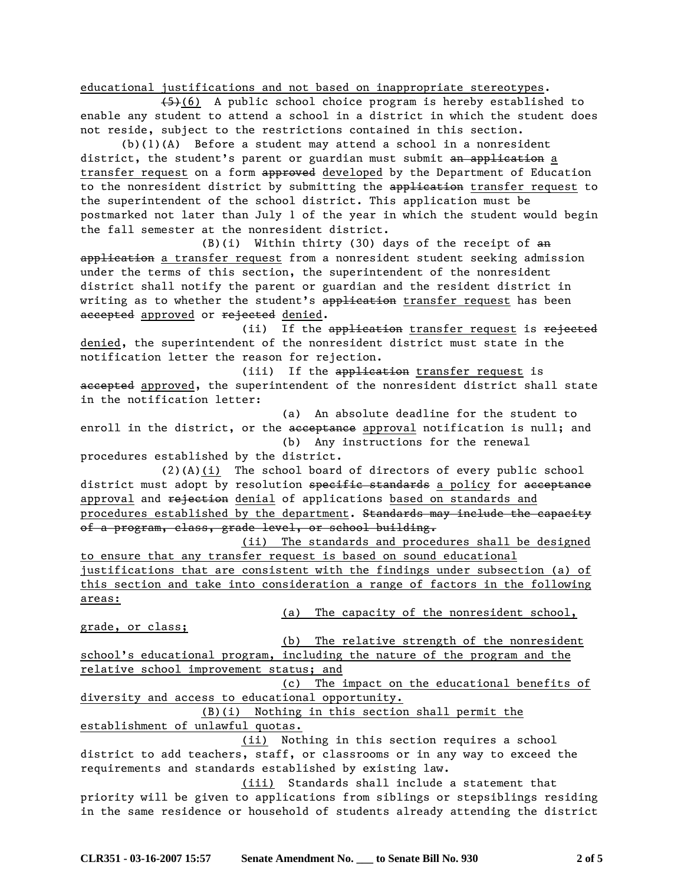educational justifications and not based on inappropriate stereotypes.

~~(5)~~(6) A public school choice program is hereby established to enable any student to attend a school in a district in which the student does not reside, subject to the restrictions contained in this section.

(b)(1)(A) Before a student may attend a school in a nonresident district, the student's parent or guardian must submit ~~an application~~ a transfer request on a form ~~approved~~ developed by the Department of Education to the nonresident district by submitting the ~~application~~ transfer request to the superintendent of the school district. This application must be postmarked not later than July 1 of the year in which the student would begin the fall semester at the nonresident district.

(B)(i) Within thirty (30) days of the receipt of ~~an application~~ a transfer request from a nonresident student seeking admission under the terms of this section, the superintendent of the nonresident district shall notify the parent or guardian and the resident district in writing as to whether the student's ~~application~~ transfer request has been ~~accepted~~ approved or ~~rejected~~ denied.

(ii) If the ~~application~~ transfer request is ~~rejected~~ denied, the superintendent of the nonresident district must state in the notification letter the reason for rejection.

(iii) If the ~~application~~ transfer request is ~~accepted~~ approved, the superintendent of the nonresident district shall state in the notification letter:

(a) An absolute deadline for the student to enroll in the district, or the ~~acceptance~~ approval notification is null; and

(b) Any instructions for the renewal procedures established by the district.

(2)(A)(i) The school board of directors of every public school district must adopt by resolution ~~specific standards~~ a policy for ~~acceptance~~ approval and ~~rejection~~ denial of applications based on standards and procedures established by the department. ~~Standards may include the capacity of a program, class, grade level, or school building.~~

(ii) The standards and procedures shall be designed to ensure that any transfer request is based on sound educational justifications that are consistent with the findings under subsection (a) of this section and take into consideration a range of factors in the following areas:

(a) The capacity of the nonresident school, grade, or class;

(b) The relative strength of the nonresident school's educational program, including the nature of the program and the relative school improvement status; and

(c) The impact on the educational benefits of diversity and access to educational opportunity.

(B)(i) Nothing in this section shall permit the establishment of unlawful quotas.

(ii) Nothing in this section requires a school district to add teachers, staff, or classrooms or in any way to exceed the requirements and standards established by existing law.

(iii) Standards shall include a statement that priority will be given to applications from siblings or stepsiblings residing in the same residence or household of students already attending the district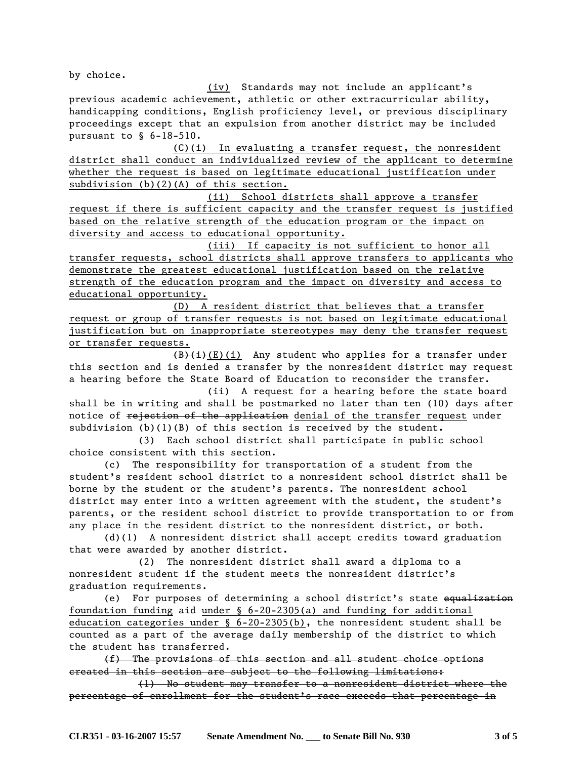by choice.

(iv) Standards may not include an applicant's previous academic achievement, athletic or other extracurricular ability, handicapping conditions, English proficiency level, or previous disciplinary proceedings except that an expulsion from another district may be included pursuant to § 6-18-510.

<u>(C)(i) In evaluating a transfer request, the nonresident district shall conduct an individualized review of the applicant to determine whether the request is based on legitimate educational justification under subdivision (b)(2)(A) of this section.</u>

<u>(ii) School districts shall approve a transfer request if there is sufficient capacity and the transfer request is justified based on the relative strength of the education program or the impact on diversity and access to educational opportunity.</u>

<u>(iii) If capacity is not sufficient to honor all transfer requests, school districts shall approve transfers to applicants who demonstrate the greatest educational justification based on the relative strength of the education program and the impact on diversity and access to educational opportunity.</u>

<u>(D) A resident district that believes that a transfer request or group of transfer requests is not based on legitimate educational justification but on inappropriate stereotypes may deny the transfer request or transfer requests.</u>

~~(B)(i)~~<u>(E)(i)</u> Any student who applies for a transfer under this section and is denied a transfer by the nonresident district may request a hearing before the State Board of Education to reconsider the transfer.

(ii) A request for a hearing before the state board shall be in writing and shall be postmarked no later than ten (10) days after notice of ~~rejection of the application~~ <u>denial of the transfer request</u> under subdivision (b)(1)(B) of this section is received by the student.

(3) Each school district shall participate in public school choice consistent with this section.

(c) The responsibility for transportation of a student from the student's resident school district to a nonresident school district shall be borne by the student or the student's parents. The nonresident school district may enter into a written agreement with the student, the student's parents, or the resident school district to provide transportation to or from any place in the resident district to the nonresident district, or both.

(d)(1) A nonresident district shall accept credits toward graduation that were awarded by another district.

(2) The nonresident district shall award a diploma to a nonresident student if the student meets the nonresident district's graduation requirements.

(e) For purposes of determining a school district's state ~~equalization~~ <u>foundation funding</u> aid <u>under § 6-20-2305(a) and funding for additional education categories under § 6-20-2305(b)</u>, the nonresident student shall be counted as a part of the average daily membership of the district to which the student has transferred.

~~(f) The provisions of this section and all student choice options created in this section are subject to the following limitations:~~

~~(1) No student may transfer to a nonresident district where the percentage of enrollment for the student's race exceeds that percentage in~~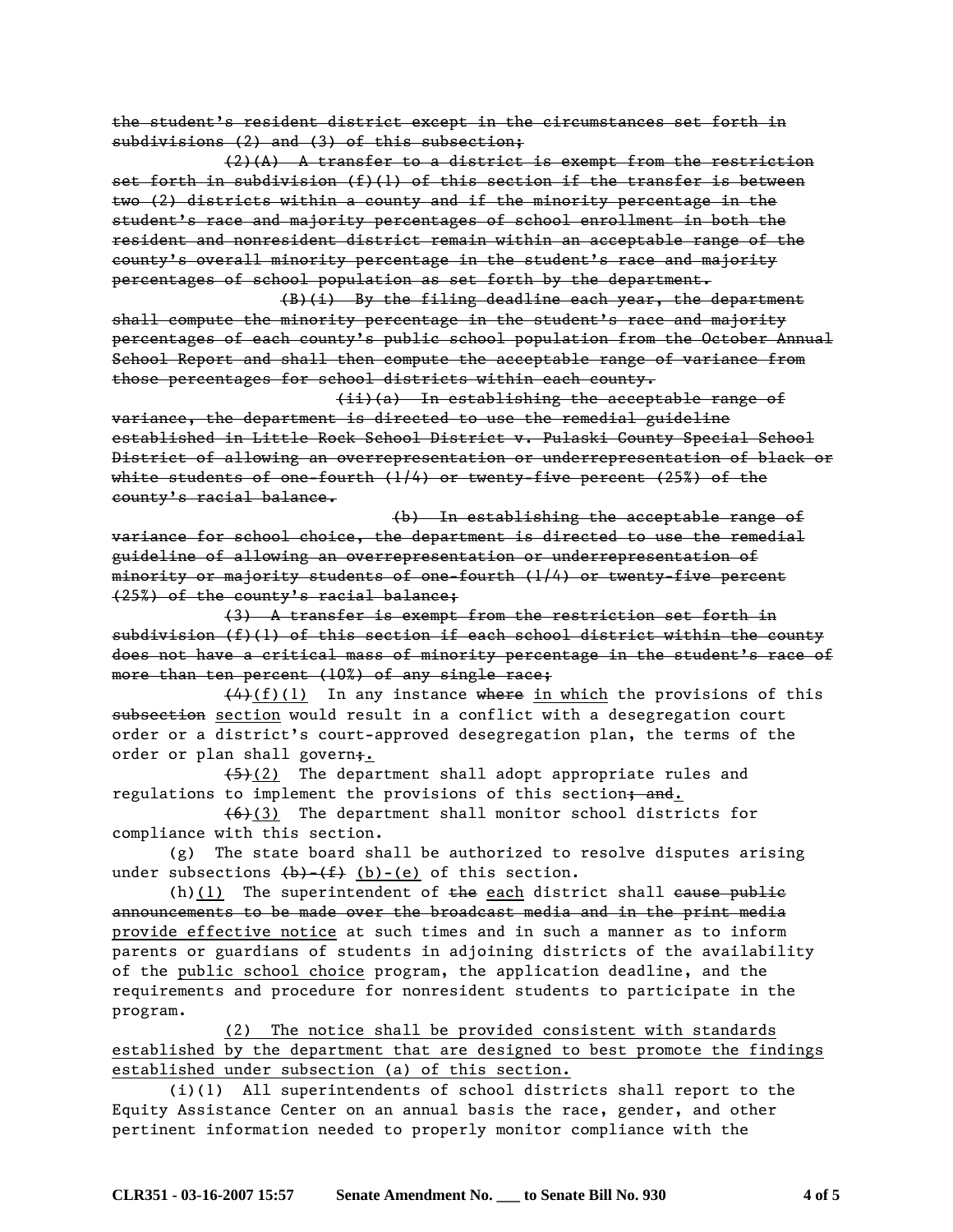~~the student's resident district except in the circumstances set forth in subdivisions (2) and (3) of this subsection;~~

~~(2)(A) A transfer to a district is exempt from the restriction set forth in subdivision (f)(1) of this section if the transfer is between two (2) districts within a county and if the minority percentage in the student's race and majority percentages of school enrollment in both the resident and nonresident district remain within an acceptable range of the county's overall minority percentage in the student's race and majority percentages of school population as set forth by the department.~~

~~(B)(i) By the filing deadline each year, the department shall compute the minority percentage in the student's race and majority percentages of each county's public school population from the October Annual School Report and shall then compute the acceptable range of variance from those percentages for school districts within each county.~~

~~(ii)(a) In establishing the acceptable range of variance, the department is directed to use the remedial guideline established in Little Rock School District v. Pulaski County Special School District of allowing an overrepresentation or underrepresentation of black or white students of one-fourth (1/4) or twenty-five percent (25%) of the county's racial balance.~~

~~(b) In establishing the acceptable range of variance for school choice, the department is directed to use the remedial guideline of allowing an overrepresentation or underrepresentation of minority or majority students of one-fourth (1/4) or twenty-five percent (25%) of the county's racial balance;~~

~~(3) A transfer is exempt from the restriction set forth in subdivision (f)(1) of this section if each school district within the county does not have a critical mass of minority percentage in the student's race of more than ten percent (10%) of any single race;~~

~~(4)~~(f)(1) In any instance ~~where~~ in which the provisions of this ~~subsection~~ section would result in a conflict with a desegregation court order or a district's court-approved desegregation plan, the terms of the order or plan shall govern~~;~~.

~~(5)~~(2) The department shall adopt appropriate rules and regulations to implement the provisions of this section~~; and~~.

~~(6)~~(3) The department shall monitor school districts for compliance with this section.

(g) The state board shall be authorized to resolve disputes arising under subsections ~~(b)-(f)~~ (b)-(e) of this section.

(h)(1) The superintendent of ~~the~~ each district shall ~~cause public announcements to be made over the broadcast media and in the print media~~ provide effective notice at such times and in such a manner as to inform parents or guardians of students in adjoining districts of the availability of the public school choice program, the application deadline, and the requirements and procedure for nonresident students to participate in the program.

(2) The notice shall be provided consistent with standards established by the department that are designed to best promote the findings established under subsection (a) of this section.

(i)(1) All superintendents of school districts shall report to the Equity Assistance Center on an annual basis the race, gender, and other pertinent information needed to properly monitor compliance with the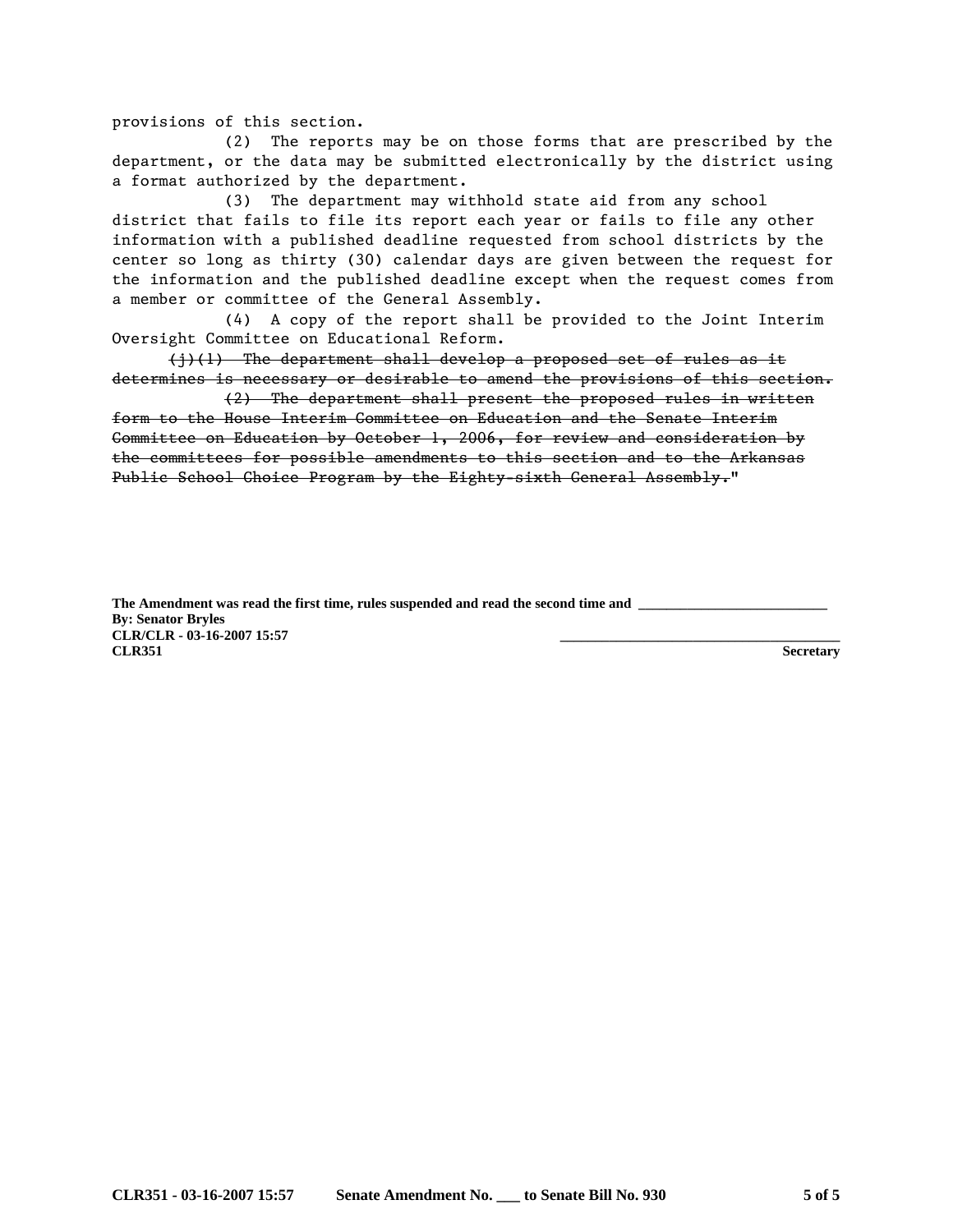provisions of this section.

(2) The reports may be on those forms that are prescribed by the department, or the data may be submitted electronically by the district using a format authorized by the department.

(3) The department may withhold state aid from any school district that fails to file its report each year or fails to file any other information with a published deadline requested from school districts by the center so long as thirty (30) calendar days are given between the request for the information and the published deadline except when the request comes from a member or committee of the General Assembly.

(4) A copy of the report shall be provided to the Joint Interim Oversight Committee on Educational Reform.

~~(j)(1) The department shall develop a proposed set of rules as it determines is necessary or desirable to amend the provisions of this section.~~

~~(2) The department shall present the proposed rules in written form to the House Interim Committee on Education and the Senate Interim Committee on Education by October 1, 2006, for review and consideration by the committees for possible amendments to this section and to the Arkansas Public School Choice Program by the Eighty-sixth General Assembly.~~"

**The Amendment was read the first time, rules suspended and read the second time and \_\_\_\_\_\_\_\_\_\_\_\_\_\_\_\_\_\_\_\_\_\_\_\_\_\_**
**By: Senator Bryles**
**CLR/CLR - 03-16-2007 15:57** \_\_\_\_\_\_\_\_\_\_\_\_\_\_\_\_\_\_\_\_\_\_\_\_\_\_\_\_\_\_\_\_\_\_\_\_\_\_\_
**CLR351** **Secretary**